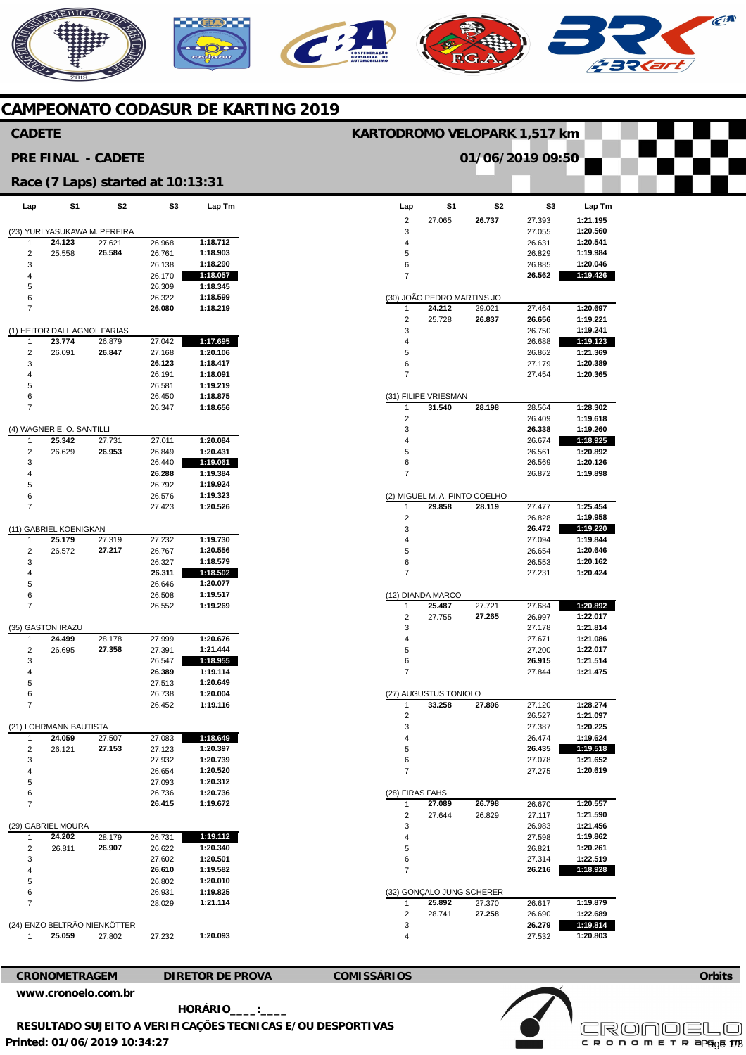# CAMPEONATO CODASUR DE KARTING 2019

## CADETE

**KARTODROMO VELOPARK 1,517 km**

## PRE FINAL - CADETE

**01/06/2019 09:50**

### Race (7 Laps) started at 10:13:31

**(23) YURI YASUKAWA M. PEREIRA**

| Lap | S1 | S2 | S3 | Lap Tm |
|---|---|---|---|---|
| 1 | **24.123** | 27.621 | 26.968 | **1:18.712** |
| 2 | 25.558 | **26.584** | 26.761 | **1:18.903** |
| 3 | | | 26.138 | **1:18.290** |
| 4 | | | 26.170 | **1:18.057** |
| 5 | | | 26.309 | **1:18.345** |
| 6 | | | 26.322 | **1:18.599** |
| 7 | | | **26.080** | **1:18.219** |

**(1) HEITOR DALL AGNOL FARIAS**

| Lap | S1 | S2 | S3 | Lap Tm |
|---|---|---|---|---|
| 1 | **23.774** | 26.879 | 27.042 | **1:17.695** |
| 2 | 26.091 | **26.847** | 27.168 | **1:20.106** |
| 3 | | | **26.123** | **1:18.417** |
| 4 | | | 26.191 | **1:18.091** |
| 5 | | | 26.581 | **1:19.219** |
| 6 | | | 26.450 | **1:18.875** |
| 7 | | | 26.347 | **1:18.656** |

**(4) WAGNER E. O. SANTILLI**

| Lap | S1 | S2 | S3 | Lap Tm |
|---|---|---|---|---|
| 1 | **25.342** | 27.731 | 27.011 | **1:20.084** |
| 2 | 26.629 | **26.953** | 26.849 | **1:20.431** |
| 3 | | | 26.440 | **1:19.061** |
| 4 | | | **26.288** | **1:19.384** |
| 5 | | | 26.792 | **1:19.924** |
| 6 | | | 26.576 | **1:19.323** |
| 7 | | | 27.423 | **1:20.526** |

**(11) GABRIEL KOENIGKAN**

| Lap | S1 | S2 | S3 | Lap Tm |
|---|---|---|---|---|
| 1 | **25.179** | 27.319 | 27.232 | **1:19.730** |
| 2 | 26.572 | **27.217** | 26.767 | **1:20.556** |
| 3 | | | 26.327 | **1:18.579** |
| 4 | | | **26.311** | **1:18.502** |
| 5 | | | 26.646 | **1:20.077** |
| 6 | | | 26.508 | **1:19.517** |
| 7 | | | 26.552 | **1:19.269** |

**(35) GASTON IRAZU**

| Lap | S1 | S2 | S3 | Lap Tm |
|---|---|---|---|---|
| 1 | **24.499** | 28.178 | 27.999 | **1:20.676** |
| 2 | 26.695 | **27.358** | 27.391 | **1:21.444** |
| 3 | | | 26.547 | **1:18.955** |
| 4 | | | **26.389** | **1:19.114** |
| 5 | | | 27.513 | **1:20.649** |
| 6 | | | 26.738 | **1:20.004** |
| 7 | | | 26.452 | **1:19.116** |

**(21) LOHRMANN BAUTISTA**

| Lap | S1 | S2 | S3 | Lap Tm |
|---|---|---|---|---|
| 1 | **24.059** | 27.507 | 27.083 | **1:18.649** |
| 2 | 26.121 | **27.153** | 27.123 | **1:20.397** |
| 3 | | | 27.932 | **1:20.739** |
| 4 | | | 26.654 | **1:20.520** |
| 5 | | | 27.093 | **1:20.312** |
| 6 | | | 26.736 | **1:20.736** |
| 7 | | | **26.415** | **1:19.672** |

**(29) GABRIEL MOURA**

| Lap | S1 | S2 | S3 | Lap Tm |
|---|---|---|---|---|
| 1 | **24.202** | 28.179 | 26.731 | **1:19.112** |
| 2 | 26.811 | **26.907** | 26.622 | **1:20.340** |
| 3 | | | 27.602 | **1:20.501** |
| 4 | | | **26.610** | **1:19.582** |
| 5 | | | 26.802 | **1:20.010** |
| 6 | | | 26.931 | **1:19.825** |
| 7 | | | 28.029 | **1:21.114** |

**(24) ENZO BELTRÃO NIENKÖTTER**

| Lap | S1 | S2 | S3 | Lap Tm |
|---|---|---|---|---|
| 1 | **25.059** | 27.802 | 27.232 | **1:20.093** |
| 2 | 27.065 | **26.737** | 27.393 | **1:21.195** |
| 3 | | | 27.055 | **1:20.560** |
| 4 | | | 26.631 | **1:20.541** |
| 5 | | | 26.829 | **1:19.984** |
| 6 | | | 26.885 | **1:20.046** |
| 7 | | | **26.562** | **1:19.426** |

**(30) JOÃO PEDRO MARTINS JO**

| Lap | S1 | S2 | S3 | Lap Tm |
|---|---|---|---|---|
| 1 | **24.212** | 29.021 | 27.464 | **1:20.697** |
| 2 | 25.728 | **26.837** | **26.656** | **1:19.221** |
| 3 | | | 26.750 | **1:19.241** |
| 4 | | | 26.688 | **1:19.123** |
| 5 | | | 26.862 | **1:21.369** |
| 6 | | | 27.179 | **1:20.389** |
| 7 | | | 27.454 | **1:20.365** |

**(31) FILIPE VRIESMAN**

| Lap | S1 | S2 | S3 | Lap Tm |
|---|---|---|---|---|
| 1 | **31.540** | **28.198** | 28.564 | **1:28.302** |
| 2 | | | 26.409 | **1:19.618** |
| 3 | | | **26.338** | **1:19.260** |
| 4 | | | 26.674 | **1:18.925** |
| 5 | | | 26.561 | **1:20.892** |
| 6 | | | 26.569 | **1:20.126** |
| 7 | | | 26.872 | **1:19.898** |

**(2) MIGUEL M. A. PINTO COELHO**

| Lap | S1 | S2 | S3 | Lap Tm |
|---|---|---|---|---|
| 1 | **29.858** | **28.119** | 27.477 | **1:25.454** |
| 2 | | | 26.828 | **1:19.958** |
| 3 | | | **26.472** | **1:19.220** |
| 4 | | | 27.094 | **1:19.844** |
| 5 | | | 26.654 | **1:20.646** |
| 6 | | | 26.553 | **1:20.162** |
| 7 | | | 27.231 | **1:20.424** |

**(12) DIANDA MARCO**

| Lap | S1 | S2 | S3 | Lap Tm |
|---|---|---|---|---|
| 1 | **25.487** | 27.721 | 27.684 | **1:20.892** |
| 2 | 27.755 | **27.265** | 26.997 | **1:22.017** |
| 3 | | | 27.178 | **1:21.814** |
| 4 | | | 27.671 | **1:21.086** |
| 5 | | | 27.200 | **1:22.017** |
| 6 | | | **26.915** | **1:21.514** |
| 7 | | | 27.844 | **1:21.475** |

**(27) AUGUSTUS TONIOLO**

| Lap | S1 | S2 | S3 | Lap Tm |
|---|---|---|---|---|
| 1 | **33.258** | **27.896** | 27.120 | **1:28.274** |
| 2 | | | 26.527 | **1:21.097** |
| 3 | | | 27.387 | **1:20.225** |
| 4 | | | 26.474 | **1:19.624** |
| 5 | | | **26.435** | **1:19.518** |
| 6 | | | 27.078 | **1:21.652** |
| 7 | | | 27.275 | **1:20.619** |

**(28) FIRAS FAHS**

| Lap | S1 | S2 | S3 | Lap Tm |
|---|---|---|---|---|
| 1 | **27.089** | **26.798** | 26.670 | **1:20.557** |
| 2 | 27.644 | 26.829 | 27.117 | **1:21.590** |
| 3 | | | 26.983 | **1:21.456** |
| 4 | | | 27.598 | **1:19.862** |
| 5 | | | 26.821 | **1:20.261** |
| 6 | | | 27.314 | **1:22.519** |
| 7 | | | **26.216** | **1:18.928** |

**(32) GONÇALO JUNG SCHERER**

| Lap | S1 | S2 | S3 | Lap Tm |
|---|---|---|---|---|
| 1 | **25.892** | 27.370 | 26.617 | **1:19.879** |
| 2 | 28.741 | **27.258** | 26.690 | **1:22.689** |
| 3 | | | **26.279** | **1:19.814** |
| 4 | | | 27.532 | **1:20.803** |

**CRONOMETRAGEM** | **DIRETOR DE PROVA** | **COMISSÁRIOS** | **Orbits**

**www.cronoelo.com.br**

**HORÁRIO____:____**

**RESULTADO SUJEITO A VERIFICAÇÕES TECNICAS E/OU DESPORTIVAS**

**Printed: 01/06/2019 10:34:27**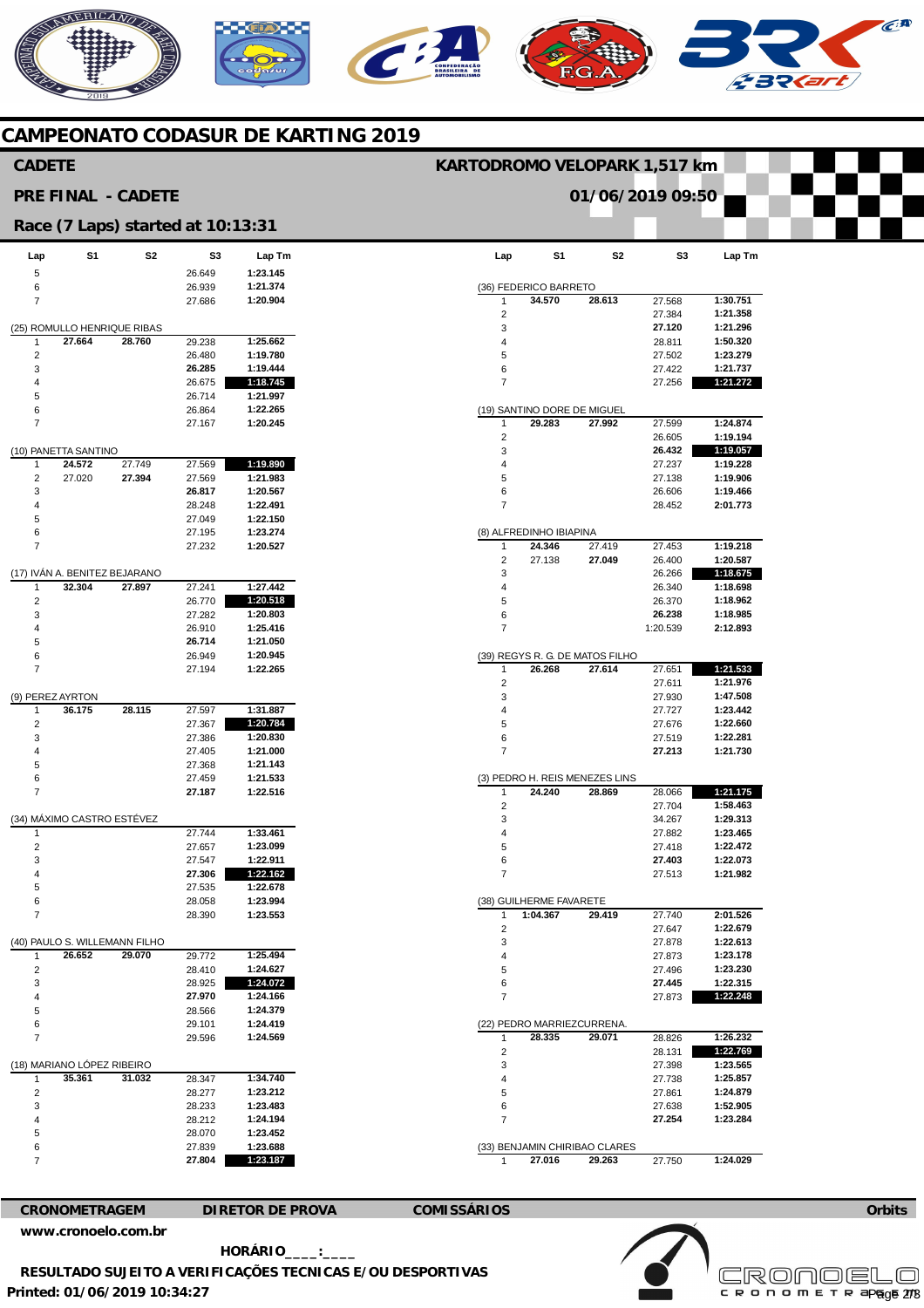# CAMPEONATO CODASUR DE KARTING 2019

## CADETE

**KARTODROMO VELOPARK 1,517 km**

## PRE FINAL - CADETE

**01/06/2019 09:50**

## Race (7 Laps) started at 10:13:31

| Lap | S1 | S2 | S3 | Lap Tm |
|---|---|---|---|---|
| 5 | | | 26.649 | 1:23.145 |
| 6 | | | 26.939 | 1:21.374 |
| 7 | | | 27.686 | 1:20.904 |

(25) ROMULLO HENRIQUE RIBAS

| Lap | S1 | S2 | S3 | Lap Tm |
|---|---|---|---|---|
| 1 | 27.664 | 28.760 | 29.238 | 1:25.662 |
| 2 | | | 26.480 | 1:19.780 |
| 3 | | | 26.285 | 1:19.444 |
| 4 | | | 26.675 | 1:18.745 |
| 5 | | | 26.714 | 1:21.997 |
| 6 | | | 26.864 | 1:22.265 |
| 7 | | | 27.167 | 1:20.245 |

(10) PANETTA SANTINO

| Lap | S1 | S2 | S3 | Lap Tm |
|---|---|---|---|---|
| 1 | 24.572 | 27.749 | 27.569 | 1:19.890 |
| 2 | 27.020 | 27.394 | 27.569 | 1:21.983 |
| 3 | | | 26.817 | 1:20.567 |
| 4 | | | 28.248 | 1:22.491 |
| 5 | | | 27.049 | 1:22.150 |
| 6 | | | 27.195 | 1:23.274 |
| 7 | | | 27.232 | 1:20.527 |

(17) IVÁN A. BENITEZ BEJARANO

| Lap | S1 | S2 | S3 | Lap Tm |
|---|---|---|---|---|
| 1 | 32.304 | 27.897 | 27.241 | 1:27.442 |
| 2 | | | 26.770 | 1:20.518 |
| 3 | | | 27.282 | 1:20.803 |
| 4 | | | 26.910 | 1:25.416 |
| 5 | | | 26.714 | 1:21.050 |
| 6 | | | 26.949 | 1:20.945 |
| 7 | | | 27.194 | 1:22.265 |

(9) PEREZ AYRTON

| Lap | S1 | S2 | S3 | Lap Tm |
|---|---|---|---|---|
| 1 | 36.175 | 28.115 | 27.597 | 1:31.887 |
| 2 | | | 27.367 | 1:20.784 |
| 3 | | | 27.386 | 1:20.830 |
| 4 | | | 27.405 | 1:21.000 |
| 5 | | | 27.368 | 1:21.143 |
| 6 | | | 27.459 | 1:21.533 |
| 7 | | | 27.187 | 1:22.516 |

(34) MÁXIMO CASTRO ESTÉVEZ

| Lap | S1 | S2 | S3 | Lap Tm |
|---|---|---|---|---|
| 1 | | | 27.744 | 1:33.461 |
| 2 | | | 27.657 | 1:23.099 |
| 3 | | | 27.547 | 1:22.911 |
| 4 | | | 27.306 | 1:22.162 |
| 5 | | | 27.535 | 1:22.678 |
| 6 | | | 28.058 | 1:23.994 |
| 7 | | | 28.390 | 1:23.553 |

(40) PAULO S. WILLEMANN FILHO

| Lap | S1 | S2 | S3 | Lap Tm |
|---|---|---|---|---|
| 1 | 26.652 | 29.070 | 29.772 | 1:25.494 |
| 2 | | | 28.410 | 1:24.627 |
| 3 | | | 28.925 | 1:24.072 |
| 4 | | | 27.970 | 1:24.166 |
| 5 | | | 28.566 | 1:24.379 |
| 6 | | | 29.101 | 1:24.419 |
| 7 | | | 29.596 | 1:24.569 |

(18) MARIANO LÓPEZ RIBEIRO

| Lap | S1 | S2 | S3 | Lap Tm |
|---|---|---|---|---|
| 1 | 35.361 | 31.032 | 28.347 | 1:34.740 |
| 2 | | | 28.277 | 1:23.212 |
| 3 | | | 28.233 | 1:23.483 |
| 4 | | | 28.212 | 1:24.194 |
| 5 | | | 28.070 | 1:23.452 |
| 6 | | | 27.839 | 1:23.688 |
| 7 | | | 27.804 | 1:23.187 |

(36) FEDERICO BARRETO

| Lap | S1 | S2 | S3 | Lap Tm |
|---|---|---|---|---|
| 1 | 34.570 | 28.613 | 27.568 | 1:30.751 |
| 2 | | | 27.384 | 1:21.358 |
| 3 | | | 27.120 | 1:21.296 |
| 4 | | | 28.811 | 1:50.320 |
| 5 | | | 27.502 | 1:23.279 |
| 6 | | | 27.422 | 1:21.737 |
| 7 | | | 27.256 | 1:21.272 |

(19) SANTINO DORE DE MIGUEL

| Lap | S1 | S2 | S3 | Lap Tm |
|---|---|---|---|---|
| 1 | 29.283 | 27.992 | 27.599 | 1:24.874 |
| 2 | | | 26.605 | 1:19.194 |
| 3 | | | 26.432 | 1:19.057 |
| 4 | | | 27.237 | 1:19.228 |
| 5 | | | 27.138 | 1:19.906 |
| 6 | | | 26.606 | 1:19.466 |
| 7 | | | 28.452 | 2:01.773 |

(8) ALFREDINHO IBIAPINA

| Lap | S1 | S2 | S3 | Lap Tm |
|---|---|---|---|---|
| 1 | 24.346 | 27.419 | 27.453 | 1:19.218 |
| 2 | 27.138 | 27.049 | 26.400 | 1:20.587 |
| 3 | | | 26.266 | 1:18.675 |
| 4 | | | 26.340 | 1:18.698 |
| 5 | | | 26.370 | 1:18.962 |
| 6 | | | 26.238 | 1:18.985 |
| 7 | | | 1:20.539 | 2:12.893 |

(39) REGYS R. G. DE MATOS FILHO

| Lap | S1 | S2 | S3 | Lap Tm |
|---|---|---|---|---|
| 1 | 26.268 | 27.614 | 27.651 | 1:21.533 |
| 2 | | | 27.611 | 1:21.976 |
| 3 | | | 27.930 | 1:47.508 |
| 4 | | | 27.727 | 1:23.442 |
| 5 | | | 27.676 | 1:22.660 |
| 6 | | | 27.519 | 1:22.281 |
| 7 | | | 27.213 | 1:21.730 |

(3) PEDRO H. REIS MENEZES LINS

| Lap | S1 | S2 | S3 | Lap Tm |
|---|---|---|---|---|
| 1 | 24.240 | 28.869 | 28.066 | 1:21.175 |
| 2 | | | 27.704 | 1:58.463 |
| 3 | | | 34.267 | 1:29.313 |
| 4 | | | 27.882 | 1:23.465 |
| 5 | | | 27.418 | 1:22.472 |
| 6 | | | 27.403 | 1:22.073 |
| 7 | | | 27.513 | 1:21.982 |

(38) GUILHERME FAVARETE

| Lap | S1 | S2 | S3 | Lap Tm |
|---|---|---|---|---|
| 1 | 1:04.367 | 29.419 | 27.740 | 2:01.526 |
| 2 | | | 27.647 | 1:22.679 |
| 3 | | | 27.878 | 1:22.613 |
| 4 | | | 27.873 | 1:23.178 |
| 5 | | | 27.496 | 1:23.230 |
| 6 | | | 27.445 | 1:22.315 |
| 7 | | | 27.873 | 1:22.248 |

(22) PEDRO MARRIEZCURRENA.

| Lap | S1 | S2 | S3 | Lap Tm |
|---|---|---|---|---|
| 1 | 28.335 | 29.071 | 28.826 | 1:26.232 |
| 2 | | | 28.131 | 1:22.769 |
| 3 | | | 27.398 | 1:23.565 |
| 4 | | | 27.738 | 1:25.857 |
| 5 | | | 27.861 | 1:24.879 |
| 6 | | | 27.638 | 1:52.905 |
| 7 | | | 27.254 | 1:23.284 |

(33) BENJAMIN CHIRIBAO CLARES

| Lap | S1 | S2 | S3 | Lap Tm |
|---|---|---|---|---|
| 1 | 27.016 | 29.263 | 27.750 | 1:24.029 |

**CRONOMETRAGEM** **DIRETOR DE PROVA** **COMISSÁRIOS** **Orbits**

**www.cronoelo.com.br**

**HORÁRIO____:____**

**RESULTADO SUJEITO A VERIFICAÇÕES TECNICAS E/OU DESPORTIVAS**

**Printed: 01/06/2019 10:34:27**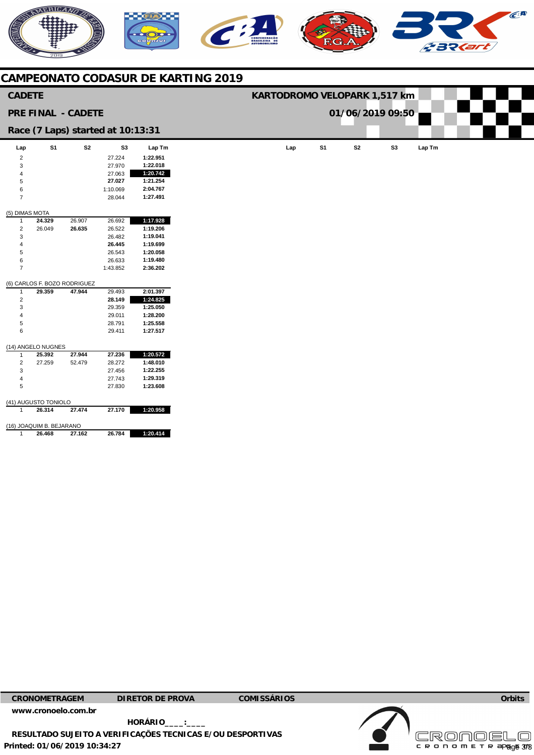# CAMPEONATO CODASUR DE KARTING 2019

## CADETE

**KARTODROMO VELOPARK 1,517 km**

**PRE FINAL - CADETE**

**01/06/2019 09:50**

**Race (7 Laps) started at 10:13:31**

| Lap | S1 | S2 | S3 | Lap Tm |
|---|---|---|---|---|
| 2 | | | 27.224 | 1:22.951 |
| 3 | | | 27.970 | 1:22.018 |
| 4 | | | 27.063 | 1:20.742 |
| 5 | | | 27.027 | 1:21.254 |
| 6 | | | 1:10.069 | 2:04.767 |
| 7 | | | 28.044 | 1:27.491 |

(5) DIMAS MOTA

| Lap | S1 | S2 | S3 | Lap Tm |
|---|---|---|---|---|
| 1 | 24.329 | 26.907 | 26.692 | 1:17.928 |
| 2 | 26.049 | 26.635 | 26.522 | 1:19.206 |
| 3 | | | 26.482 | 1:19.041 |
| 4 | | | 26.445 | 1:19.699 |
| 5 | | | 26.543 | 1:20.058 |
| 6 | | | 26.633 | 1:19.480 |
| 7 | | | 1:43.852 | 2:36.202 |

(6) CARLOS F. BOZO RODRIGUEZ

| Lap | S1 | S2 | S3 | Lap Tm |
|---|---|---|---|---|
| 1 | 29.359 | 47.944 | 29.493 | 2:01.397 |
| 2 | | | 28.149 | 1:24.825 |
| 3 | | | 29.359 | 1:25.050 |
| 4 | | | 29.011 | 1:28.200 |
| 5 | | | 28.791 | 1:25.558 |
| 6 | | | 29.411 | 1:27.517 |

(14) ANGELO NUGNES

| Lap | S1 | S2 | S3 | Lap Tm |
|---|---|---|---|---|
| 1 | 25.392 | 27.944 | 27.236 | 1:20.572 |
| 2 | 27.259 | 52.479 | 28.272 | 1:48.010 |
| 3 | | | 27.456 | 1:22.255 |
| 4 | | | 27.743 | 1:29.319 |
| 5 | | | 27.830 | 1:23.608 |

(41) AUGUSTO TONIOLO

| Lap | S1 | S2 | S3 | Lap Tm |
|---|---|---|---|---|
| 1 | 26.314 | 27.474 | 27.170 | 1:20.958 |

(16) JOAQUIM B. BEJARANO

| Lap | S1 | S2 | S3 | Lap Tm |
|---|---|---|---|---|
| 1 | 26.468 | 27.162 | 26.784 | 1:20.414 |

**CRONOMETRAGEM** **DIRETOR DE PROVA** **COMISSÁRIOS** **Orbits**

**www.cronoelo.com.br**

**HORÁRIO____:____**

**RESULTADO SUJEITO A VERIFICAÇÕES TECNICAS E/OU DESPORTIVAS**

**Printed: 01/06/2019 10:34:27**